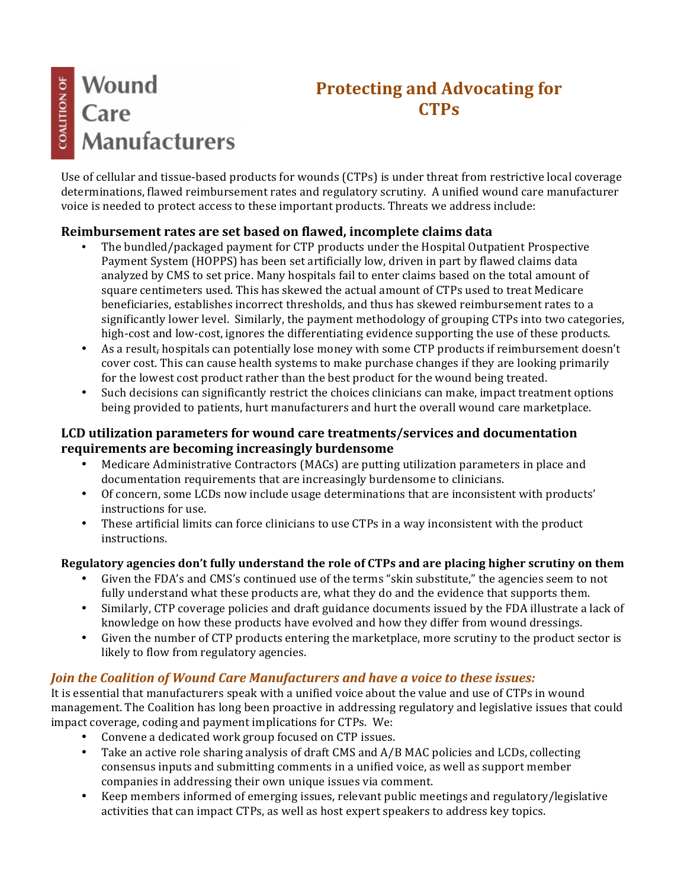COALITION OF **Wound Care Manufacturers**

# Protecting and Advocating for CTPs

Use of cellular and tissue-based products for wounds (CTPs) is under threat from restrictive local coverage determinations, flawed reimbursement rates and regulatory scrutiny. A unified wound care manufacturer voice is needed to protect access to these important products. Threats we address include:

### Reimbursement rates are set based on flawed, incomplete claims data

- The bundled/packaged payment for CTP products under the Hospital Outpatient Prospective Payment System (HOPPS) has been set artificially low, driven in part by flawed claims data analyzed by CMS to set price. Many hospitals fail to enter claims based on the total amount of square centimeters used. This has skewed the actual amount of CTPs used to treat Medicare beneficiaries, establishes incorrect thresholds, and thus has skewed reimbursement rates to a significantly lower level. Similarly, the payment methodology of grouping CTPs into two categories, high-cost and low-cost, ignores the differentiating evidence supporting the use of these products.
- As a result, hospitals can potentially lose money with some CTP products if reimbursement doesn't cover cost. This can cause health systems to make purchase changes if they are looking primarily for the lowest cost product rather than the best product for the wound being treated.
- Such decisions can significantly restrict the choices clinicians can make, impact treatment options being provided to patients, hurt manufacturers and hurt the overall wound care marketplace.

### LCD utilization parameters for wound care treatments/services and documentation requirements are becoming increasingly burdensome

- Medicare Administrative Contractors (MACs) are putting utilization parameters in place and documentation requirements that are increasingly burdensome to clinicians.
- Of concern, some LCDs now include usage determinations that are inconsistent with products' instructions for use.
- These artificial limits can force clinicians to use CTPs in a way inconsistent with the product instructions.

### Regulatory agencies don't fully understand the role of CTPs and are placing higher scrutiny on them

- Given the FDA's and CMS's continued use of the terms "skin substitute," the agencies seem to not fully understand what these products are, what they do and the evidence that supports them.
- Similarly, CTP coverage policies and draft guidance documents issued by the FDA illustrate a lack of knowledge on how these products have evolved and how they differ from wound dressings.
- Given the number of CTP products entering the marketplace, more scrutiny to the product sector is likely to flow from regulatory agencies.

### *Join the Coalition of Wound Care Manufacturers and have a voice to these issues:*

It is essential that manufacturers speak with a unified voice about the value and use of CTPs in wound management. The Coalition has long been proactive in addressing regulatory and legislative issues that could impact coverage, coding and payment implications for CTPs. We:

- Convene a dedicated work group focused on CTP issues.
- Take an active role sharing analysis of draft CMS and A/B MAC policies and LCDs, collecting consensus inputs and submitting comments in a unified voice, as well as support member companies in addressing their own unique issues via comment.
- Keep members informed of emerging issues, relevant public meetings and regulatory/legislative activities that can impact CTPs, as well as host expert speakers to address key topics.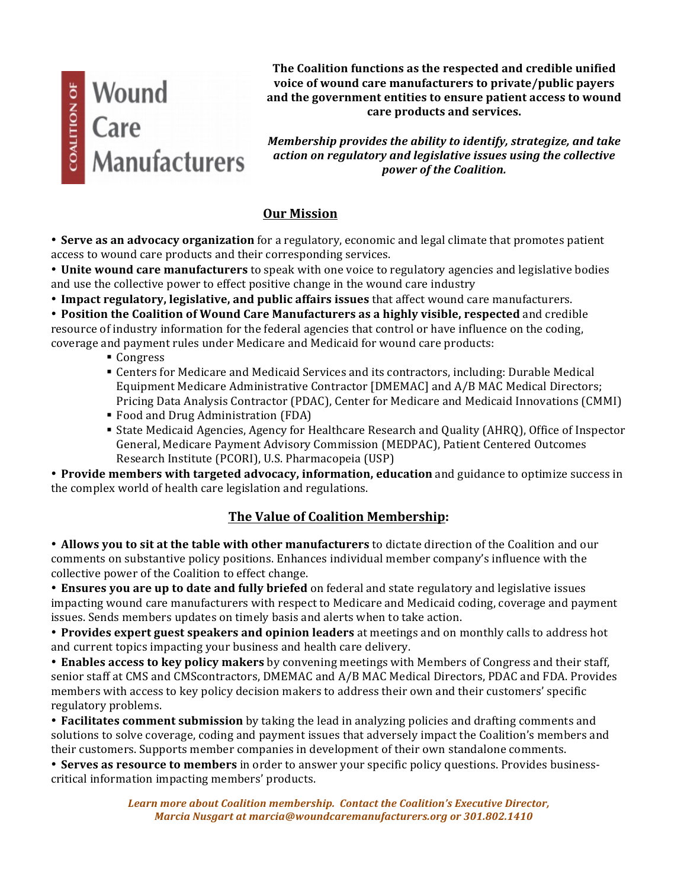COALITION OF Wound Care Manufacturers

**The Coalition functions as the respected and credible unified voice of wound care manufacturers to private/public payers and the government entities to ensure patient access to wound care products and services.**

***Membership provides the ability to identify, strategize, and take action on regulatory and legislative issues using the collective power of the Coalition.***

## Our Mission

- **Serve as an advocacy organization** for a regulatory, economic and legal climate that promotes patient access to wound care products and their corresponding services.
- **Unite wound care manufacturers** to speak with one voice to regulatory agencies and legislative bodies and use the collective power to effect positive change in the wound care industry
- **Impact regulatory, legislative, and public affairs issues** that affect wound care manufacturers.
- **Position the Coalition of Wound Care Manufacturers as a highly visible, respected** and credible resource of industry information for the federal agencies that control or have influence on the coding, coverage and payment rules under Medicare and Medicaid for wound care products:
  - Congress
  - Centers for Medicare and Medicaid Services and its contractors, including: Durable Medical Equipment Medicare Administrative Contractor [DMEMAC] and A/B MAC Medical Directors; Pricing Data Analysis Contractor (PDAC), Center for Medicare and Medicaid Innovations (CMMI)
  - Food and Drug Administration (FDA)
  - State Medicaid Agencies, Agency for Healthcare Research and Quality (AHRQ), Office of Inspector General, Medicare Payment Advisory Commission (MEDPAC), Patient Centered Outcomes Research Institute (PCORI), U.S. Pharmacopeia (USP)
- **Provide members with targeted advocacy, information, education** and guidance to optimize success in the complex world of health care legislation and regulations.

## The Value of Coalition Membership:

- **Allows you to sit at the table with other manufacturers** to dictate direction of the Coalition and our comments on substantive policy positions. Enhances individual member company's influence with the collective power of the Coalition to effect change.
- **Ensures you are up to date and fully briefed** on federal and state regulatory and legislative issues impacting wound care manufacturers with respect to Medicare and Medicaid coding, coverage and payment issues. Sends members updates on timely basis and alerts when to take action.
- **Provides expert guest speakers and opinion leaders** at meetings and on monthly calls to address hot and current topics impacting your business and health care delivery.
- **Enables access to key policy makers** by convening meetings with Members of Congress and their staff, senior staff at CMS and CMScontractors, DMEMAC and A/B MAC Medical Directors, PDAC and FDA. Provides members with access to key policy decision makers to address their own and their customers' specific regulatory problems.
- **Facilitates comment submission** by taking the lead in analyzing policies and drafting comments and solutions to solve coverage, coding and payment issues that adversely impact the Coalition's members and their customers. Supports member companies in development of their own standalone comments.
- **Serves as resource to members** in order to answer your specific policy questions. Provides business-critical information impacting members' products.

***Learn more about Coalition membership. Contact the Coalition's Executive Director, Marcia Nusgart at marcia@woundcaremanufacturers.org or 301.802.1410***